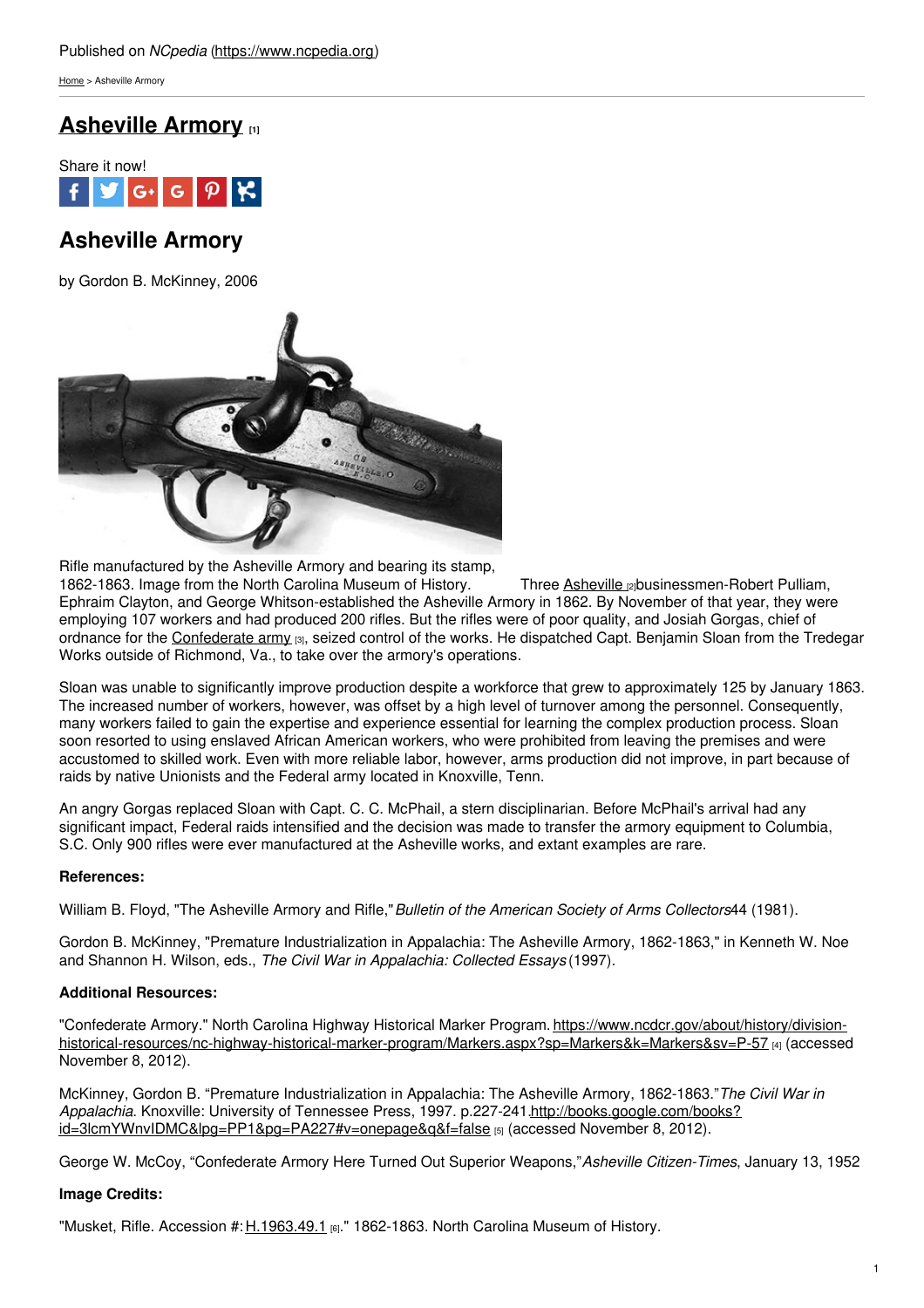Published on *NCpedia* (https://www.ncpedia.org)

Home > Asheville Armory

# Asheville Armory [1]

Share it now!

## Asheville Armory

by Gordon B. McKinney, 2006

Rifle manufactured by the Asheville Armory and bearing its stamp, 1862-1863. Image from the North Carolina Museum of History.

Three Asheville [2] businessmen-Robert Pulliam, Ephraim Clayton, and George Whitson-established the Asheville Armory in 1862. By November of that year, they were employing 107 workers and had produced 200 rifles. But the rifles were of poor quality, and Josiah Gorgas, chief of ordnance for the Confederate army [3], seized control of the works. He dispatched Capt. Benjamin Sloan from the Tredegar Works outside of Richmond, Va., to take over the armory's operations.

Sloan was unable to significantly improve production despite a workforce that grew to approximately 125 by January 1863. The increased number of workers, however, was offset by a high level of turnover among the personnel. Consequently, many workers failed to gain the expertise and experience essential for learning the complex production process. Sloan soon resorted to using enslaved African American workers, who were prohibited from leaving the premises and were accustomed to skilled work. Even with more reliable labor, however, arms production did not improve, in part because of raids by native Unionists and the Federal army located in Knoxville, Tenn.

An angry Gorgas replaced Sloan with Capt. C. C. McPhail, a stern disciplinarian. Before McPhail's arrival had any significant impact, Federal raids intensified and the decision was made to transfer the armory equipment to Columbia, S.C. Only 900 rifles were ever manufactured at the Asheville works, and extant examples are rare.

**References:**

William B. Floyd, "The Asheville Armory and Rifle," *Bulletin of the American Society of Arms Collectors* 44 (1981).

Gordon B. McKinney, "Premature Industrialization in Appalachia: The Asheville Armory, 1862-1863," in Kenneth W. Noe and Shannon H. Wilson, eds., *The Civil War in Appalachia: Collected Essays* (1997).

**Additional Resources:**

"Confederate Armory." North Carolina Highway Historical Marker Program. https://www.ncdcr.gov/about/history/division-historical-resources/nc-highway-historical-marker-program/Markers.aspx?sp=Markers&k=Markers&sv=P-57 [4] (accessed November 8, 2012).

McKinney, Gordon B. "Premature Industrialization in Appalachia: The Asheville Armory, 1862-1863." *The Civil War in Appalachia.* Knoxville: University of Tennessee Press, 1997. p.227-241 http://books.google.com/books?id=3lcmYWnvIDMC&lpg=PP1&pg=PA227#v=onepage&q&f=false [5] (accessed November 8, 2012).

George W. McCoy, "Confederate Armory Here Turned Out Superior Weapons," *Asheville Citizen-Times*, January 13, 1952

**Image Credits:**

"Musket, Rifle. Accession #: H.1963.49.1 [6]." 1862-1863. North Carolina Museum of History.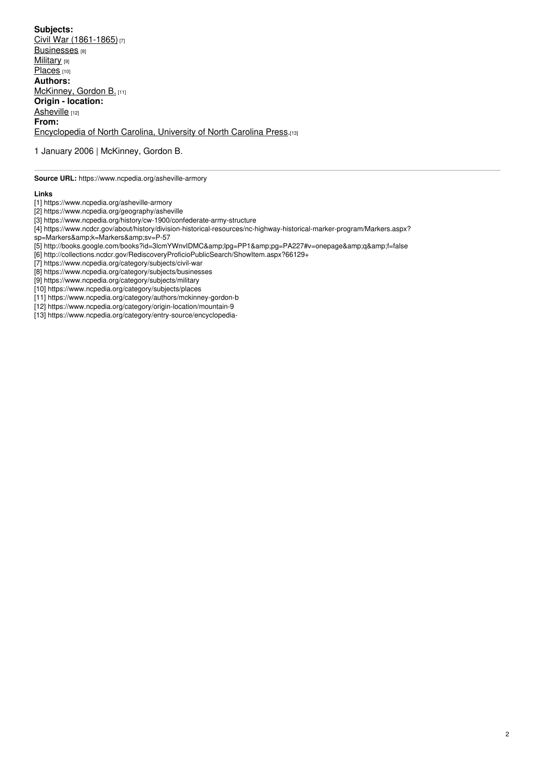**Subjects:**
Civil War (1861-1865) [7]
Businesses [8]
Military [9]
Places [10]
**Authors:**
McKinney, Gordon B. [11]
**Origin - location:**
Asheville [12]
**From:**
Encyclopedia of North Carolina, University of North Carolina Press.[13]

1 January 2006 | McKinney, Gordon B.

---

**Source URL:** https://www.ncpedia.org/asheville-armory

**Links**

[1] https://www.ncpedia.org/asheville-armory
[2] https://www.ncpedia.org/geography/asheville
[3] https://www.ncpedia.org/history/cw-1900/confederate-army-structure
[4] https://www.ncdcr.gov/about/history/division-historical-resources/nc-highway-historical-marker-program/Markers.aspx?sp=Markers&amp;k=Markers&amp;sv=P-57
[5] http://books.google.com/books?id=3lcmYWnvIDMC&amp;lpg=PP1&amp;pg=PA227#v=onepage&amp;q&amp;f=false
[6] http://collections.ncdcr.gov/RediscoveryProficioPublicSearch/ShowItem.aspx?66129+
[7] https://www.ncpedia.org/category/subjects/civil-war
[8] https://www.ncpedia.org/category/subjects/businesses
[9] https://www.ncpedia.org/category/subjects/military
[10] https://www.ncpedia.org/category/subjects/places
[11] https://www.ncpedia.org/category/authors/mckinney-gordon-b
[12] https://www.ncpedia.org/category/origin-location/mountain-9
[13] https://www.ncpedia.org/category/entry-source/encyclopedia-